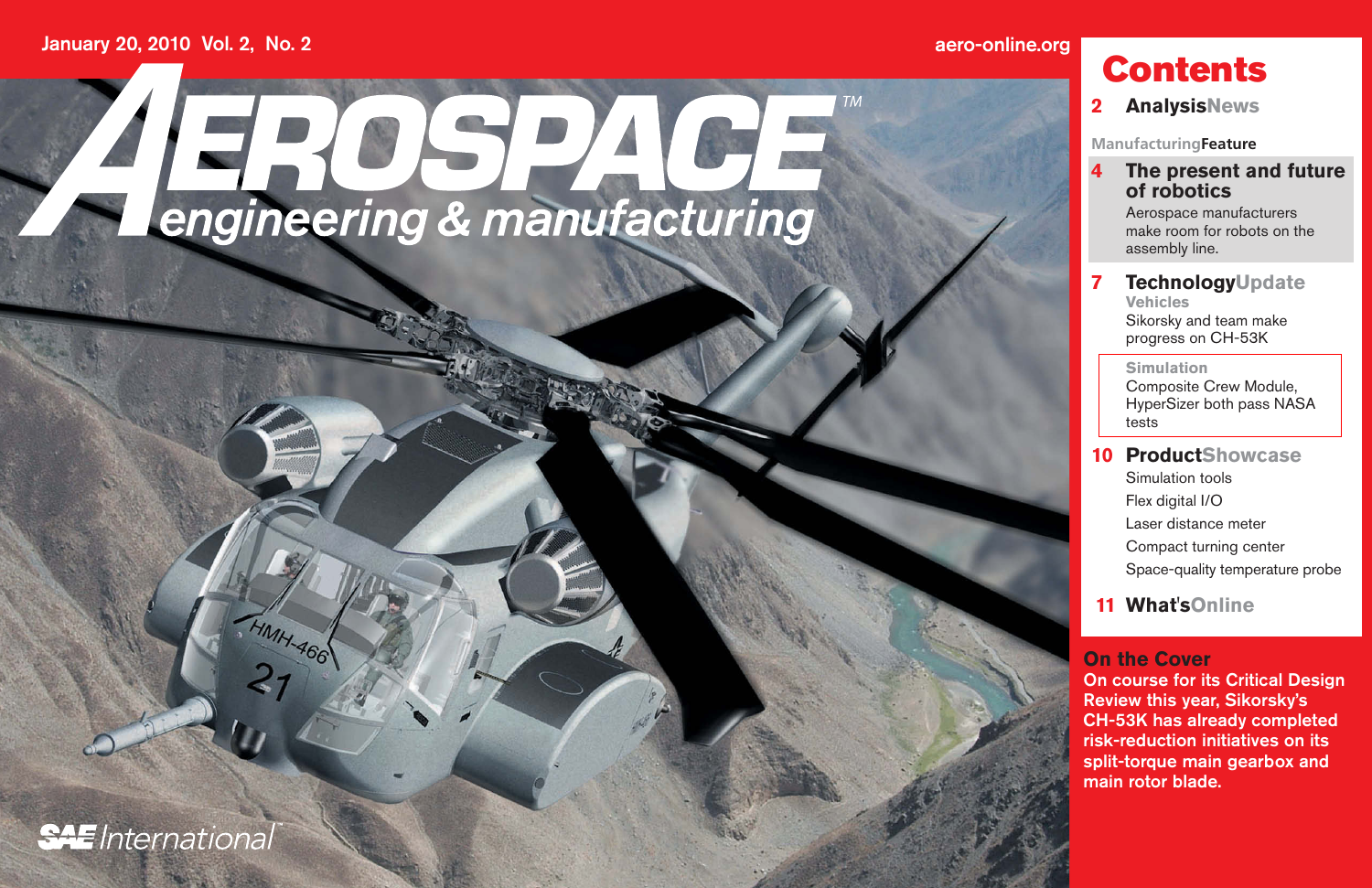January 20, 2010 Vol. 2, No. 2

aero-online.org

# AEROSPACE engineering & manufacturing

## Contents

**2 AnalysisNews**

ManufacturingFeature

**4 The present and future of robotics**

Aerospace manufacturers make room for robots on the assembly line.

**7 TechnologyUpdate**

Vehicles

Sikorsky and team make progress on CH-53K

Simulation

Composite Crew Module, HyperSizer both pass NASA tests

**10 ProductShowcase**

Simulation tools

Flex digital I/O

Laser distance meter

Compact turning center

Space-quality temperature probe

**11 What'sOnline**

## On the Cover

On course for its Critical Design Review this year, Sikorsky's CH-53K has already completed risk-reduction initiatives on its split-torque main gearbox and main rotor blade.

SAE International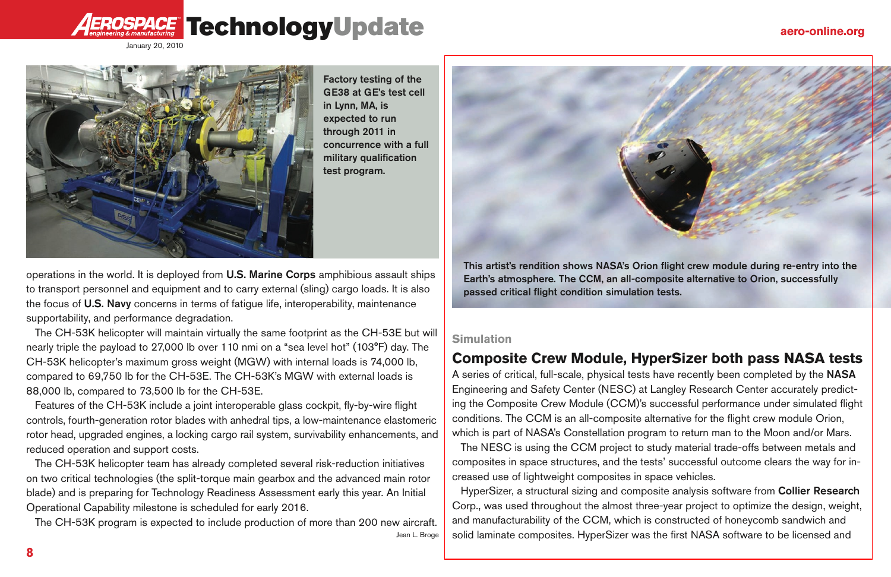Factory testing of the GE38 at GE's test cell in Lynn, MA, is expected to run through 2011 in concurrence with a full military qualification test program.

operations in the world. It is deployed from **U.S. Marine Corps** amphibious assault ships to transport personnel and equipment and to carry external (sling) cargo loads. It is also the focus of **U.S. Navy** concerns in terms of fatigue life, interoperability, maintenance supportability, and performance degradation.

The CH-53K helicopter will maintain virtually the same footprint as the CH-53E but will nearly triple the payload to 27,000 lb over 110 nmi on a "sea level hot" (103°F) day. The CH-53K helicopter's maximum gross weight (MGW) with internal loads is 74,000 lb, compared to 69,750 lb for the CH-53E. The CH-53K's MGW with external loads is 88,000 lb, compared to 73,500 lb for the CH-53E.

Features of the CH-53K include a joint interoperable glass cockpit, fly-by-wire flight controls, fourth-generation rotor blades with anhedral tips, a low-maintenance elastomeric rotor head, upgraded engines, a locking cargo rail system, survivability enhancements, and reduced operation and support costs.

The CH-53K helicopter team has already completed several risk-reduction initiatives on two critical technologies (the split-torque main gearbox and the advanced main rotor blade) and is preparing for Technology Readiness Assessment early this year. An Initial Operational Capability milestone is scheduled for early 2016.

The CH-53K program is expected to include production of more than 200 new aircraft.

Jean L. Broge

This artist's rendition shows NASA's Orion flight crew module during re-entry into the Earth's atmosphere. The CCM, an all-composite alternative to Orion, successfully passed critical flight condition simulation tests.

Simulation

## Composite Crew Module, HyperSizer both pass NASA tests

A series of critical, full-scale, physical tests have recently been completed by the **NASA** Engineering and Safety Center (NESC) at Langley Research Center accurately predicting the Composite Crew Module (CCM)'s successful performance under simulated flight conditions. The CCM is an all-composite alternative for the flight crew module Orion, which is part of NASA's Constellation program to return man to the Moon and/or Mars.

The NESC is using the CCM project to study material trade-offs between metals and composites in space structures, and the tests' successful outcome clears the way for increased use of lightweight composites in space vehicles.

HyperSizer, a structural sizing and composite analysis software from **Collier Research** Corp., was used throughout the almost three-year project to optimize the design, weight, and manufacturability of the CCM, which is constructed of honeycomb sandwich and solid laminate composites. HyperSizer was the first NASA software to be licensed and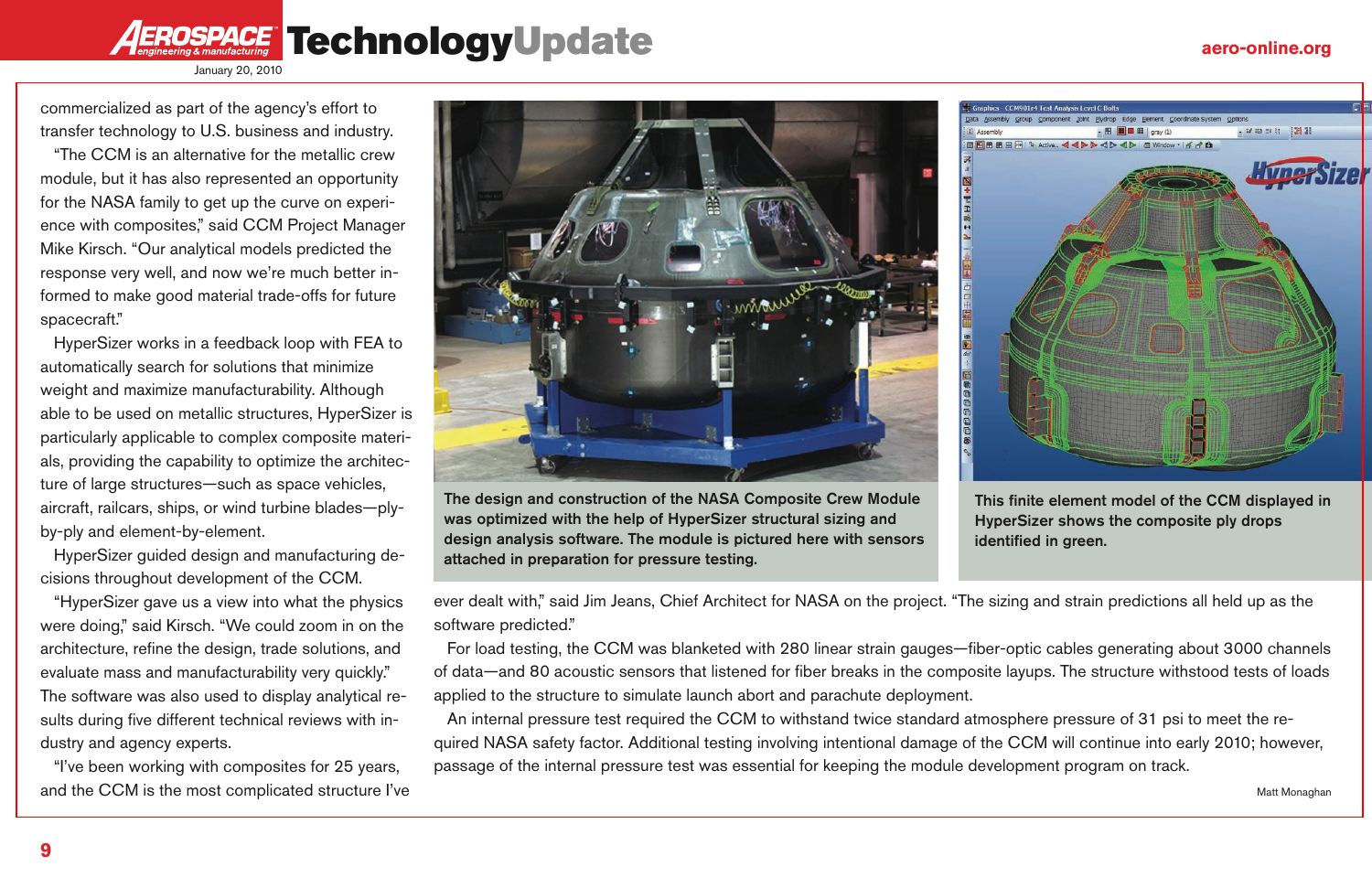commercialized as part of the agency's effort to transfer technology to U.S. business and industry.

"The CCM is an alternative for the metallic crew module, but it has also represented an opportunity for the NASA family to get up the curve on experience with composites," said CCM Project Manager Mike Kirsch. "Our analytical models predicted the response very well, and now we're much better informed to make good material trade-offs for future spacecraft."

HyperSizer works in a feedback loop with FEA to automatically search for solutions that minimize weight and maximize manufacturability. Although able to be used on metallic structures, HyperSizer is particularly applicable to complex composite materials, providing the capability to optimize the architecture of large structures—such as space vehicles, aircraft, railcars, ships, or wind turbine blades—ply-by-ply and element-by-element.

HyperSizer guided design and manufacturing decisions throughout development of the CCM.

"HyperSizer gave us a view into what the physics were doing," said Kirsch. "We could zoom in on the architecture, refine the design, trade solutions, and evaluate mass and manufacturability very quickly." The software was also used to display analytical results during five different technical reviews with industry and agency experts.

"I've been working with composites for 25 years, and the CCM is the most complicated structure I've ever dealt with," said Jim Jeans, Chief Architect for NASA on the project. "The sizing and strain predictions all held up as the software predicted."

**The design and construction of the NASA Composite Crew Module was optimized with the help of HyperSizer structural sizing and design analysis software. The module is pictured here with sensors attached in preparation for pressure testing.**

**This finite element model of the CCM displayed in HyperSizer shows the composite ply drops identified in green.**

For load testing, the CCM was blanketed with 280 linear strain gauges—fiber-optic cables generating about 3000 channels of data—and 80 acoustic sensors that listened for fiber breaks in the composite layups. The structure withstood tests of loads applied to the structure to simulate launch abort and parachute deployment.

An internal pressure test required the CCM to withstand twice standard atmosphere pressure of 31 psi to meet the required NASA safety factor. Additional testing involving intentional damage of the CCM will continue into early 2010; however, passage of the internal pressure test was essential for keeping the module development program on track.

Matt Monaghan